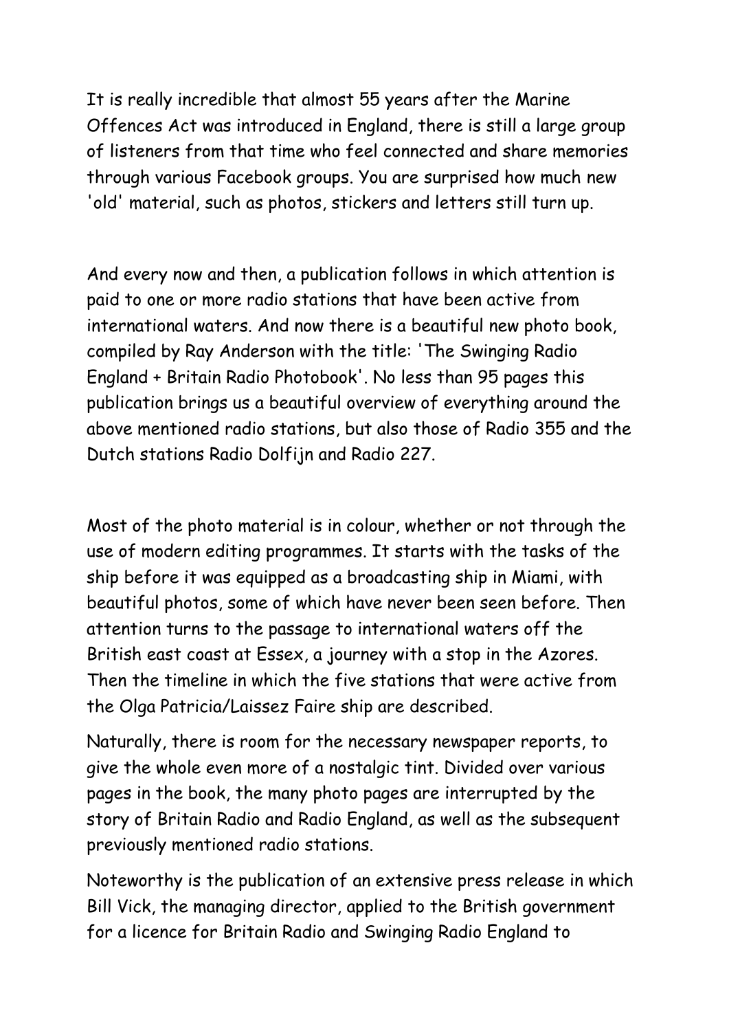It is really incredible that almost 55 years after the Marine Offences Act was introduced in England, there is still a large group of listeners from that time who feel connected and share memories through various Facebook groups. You are surprised how much new 'old' material, such as photos, stickers and letters still turn up.

And every now and then, a publication follows in which attention is paid to one or more radio stations that have been active from international waters. And now there is a beautiful new photo book, compiled by Ray Anderson with the title: 'The Swinging Radio England + Britain Radio Photobook'. No less than 95 pages this publication brings us a beautiful overview of everything around the above mentioned radio stations, but also those of Radio 355 and the Dutch stations Radio Dolfijn and Radio 227.

Most of the photo material is in colour, whether or not through the use of modern editing programmes. It starts with the tasks of the ship before it was equipped as a broadcasting ship in Miami, with beautiful photos, some of which have never been seen before. Then attention turns to the passage to international waters off the British east coast at Essex, a journey with a stop in the Azores. Then the timeline in which the five stations that were active from the Olga Patricia/Laissez Faire ship are described.

Naturally, there is room for the necessary newspaper reports, to give the whole even more of a nostalgic tint. Divided over various pages in the book, the many photo pages are interrupted by the story of Britain Radio and Radio England, as well as the subsequent previously mentioned radio stations.

Noteworthy is the publication of an extensive press release in which Bill Vick, the managing director, applied to the British government for a licence for Britain Radio and Swinging Radio England to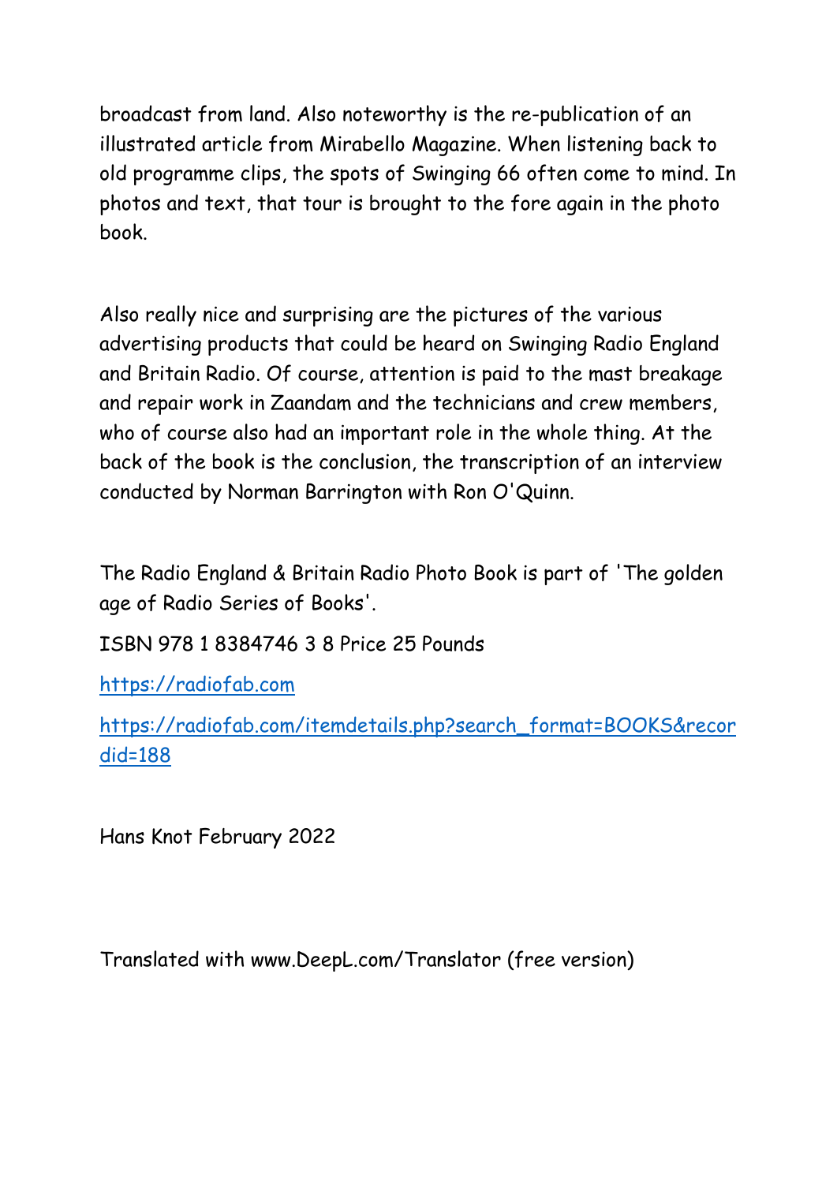broadcast from land. Also noteworthy is the re-publication of an illustrated article from Mirabello Magazine. When listening back to old programme clips, the spots of Swinging 66 often come to mind. In photos and text, that tour is brought to the fore again in the photo book.

Also really nice and surprising are the pictures of the various advertising products that could be heard on Swinging Radio England and Britain Radio. Of course, attention is paid to the mast breakage and repair work in Zaandam and the technicians and crew members, who of course also had an important role in the whole thing. At the back of the book is the conclusion, the transcription of an interview conducted by Norman Barrington with Ron O'Quinn.

The Radio England & Britain Radio Photo Book is part of 'The golden age of Radio Series of Books'.

ISBN 978 1 8384746 3 8 Price 25 Pounds

https://radiofab.com

https://radiofab.com/itemdetails.php?search_format=BOOKS&recordid=188

Hans Knot February 2022

Translated with www.DeepL.com/Translator (free version)